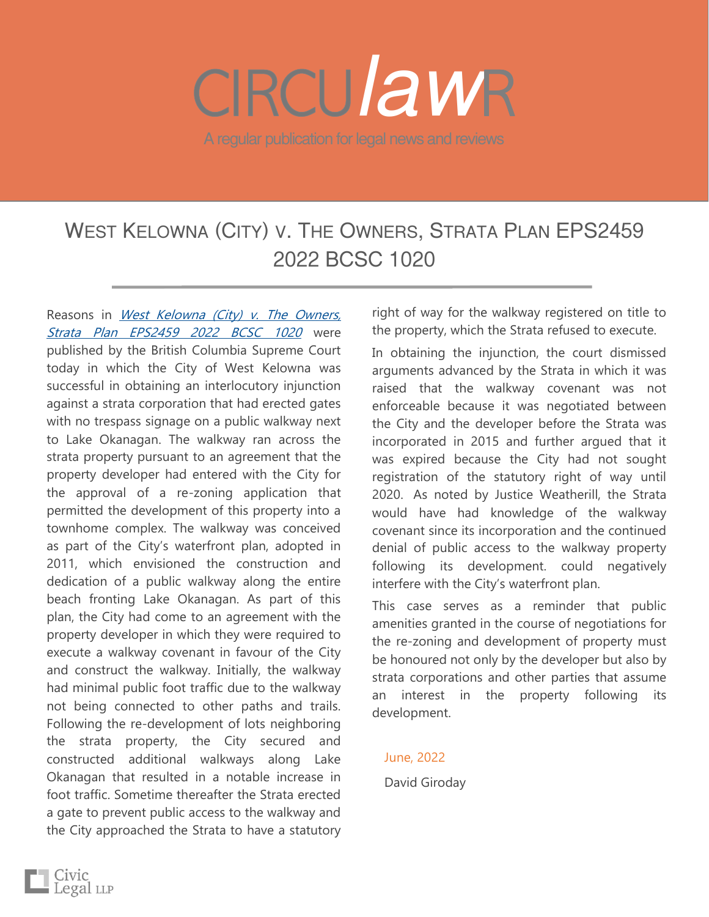# CIRCU*law*R

A regular publication for legal news and reviews

## West Kelowna (City) v. The Owners, Strata Plan EPS2459 2022 BCSC 1020

Reasons in *West Kelowna (City) v. The Owners, Strata Plan EPS2459 2022 BCSC 1020* were published by the British Columbia Supreme Court today in which the City of West Kelowna was successful in obtaining an interlocutory injunction against a strata corporation that had erected gates with no trespass signage on a public walkway next to Lake Okanagan. The walkway ran across the strata property pursuant to an agreement that the property developer had entered with the City for the approval of a re-zoning application that permitted the development of this property into a townhome complex. The walkway was conceived as part of the City's waterfront plan, adopted in 2011, which envisioned the construction and dedication of a public walkway along the entire beach fronting Lake Okanagan. As part of this plan, the City had come to an agreement with the property developer in which they were required to execute a walkway covenant in favour of the City and construct the walkway. Initially, the walkway had minimal public foot traffic due to the walkway not being connected to other paths and trails. Following the re-development of lots neighboring the strata property, the City secured and constructed additional walkways along Lake Okanagan that resulted in a notable increase in foot traffic. Sometime thereafter the Strata erected a gate to prevent public access to the walkway and the City approached the Strata to have a statutory right of way for the walkway registered on title to the property, which the Strata refused to execute.

In obtaining the injunction, the court dismissed arguments advanced by the Strata in which it was raised that the walkway covenant was not enforceable because it was negotiated between the City and the developer before the Strata was incorporated in 2015 and further argued that it was expired because the City had not sought registration of the statutory right of way until 2020. As noted by Justice Weatherill, the Strata would have had knowledge of the walkway covenant since its incorporation and the continued denial of public access to the walkway property following its development. could negatively interfere with the City's waterfront plan.

This case serves as a reminder that public amenities granted in the course of negotiations for the re-zoning and development of property must be honoured not only by the developer but also by strata corporations and other parties that assume an interest in the property following its development.

June, 2022

David Giroday

Civic Legal LLP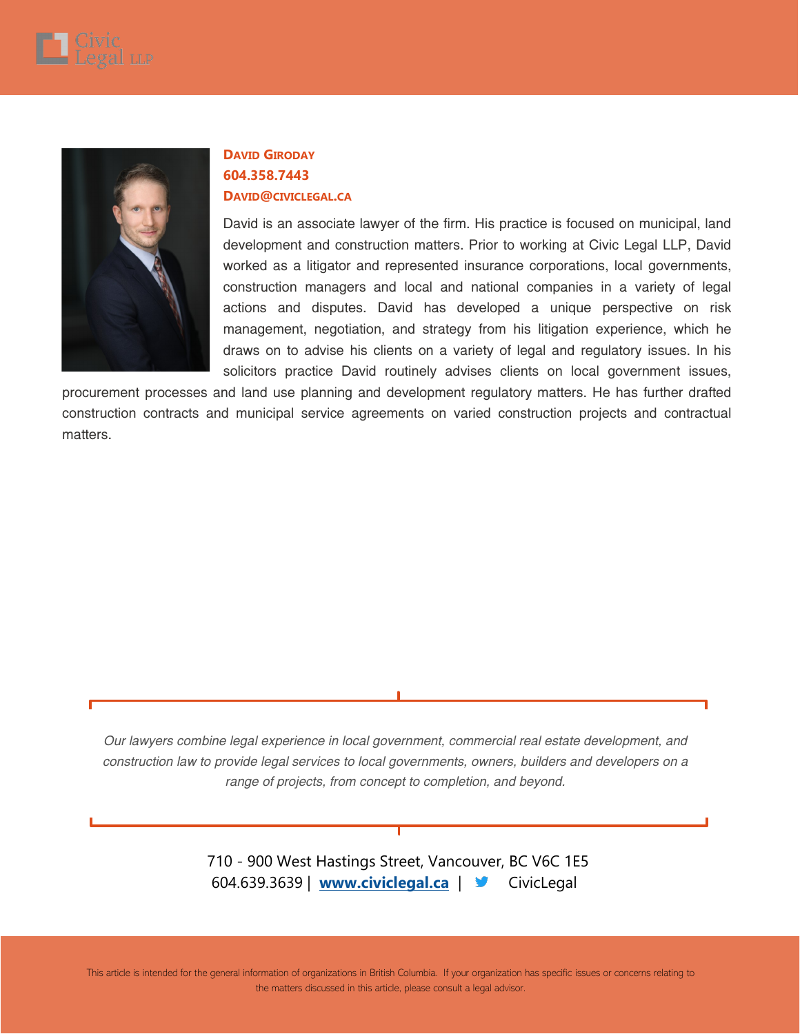**DAVID GIRODAY**
**604.358.7443**
**DAVID@CIVICLEGAL.CA**

David is an associate lawyer of the firm. His practice is focused on municipal, land development and construction matters. Prior to working at Civic Legal LLP, David worked as a litigator and represented insurance corporations, local governments, construction managers and local and national companies in a variety of legal actions and disputes. David has developed a unique perspective on risk management, negotiation, and strategy from his litigation experience, which he draws on to advise his clients on a variety of legal and regulatory issues. In his solicitors practice David routinely advises clients on local government issues, procurement processes and land use planning and development regulatory matters. He has further drafted construction contracts and municipal service agreements on varied construction projects and contractual matters.

*Our lawyers combine legal experience in local government, commercial real estate development, and construction law to provide legal services to local governments, owners, builders and developers on a range of projects, from concept to completion, and beyond.*

710 - 900 West Hastings Street, Vancouver, BC V6C 1E5
604.639.3639 | **www.civiclegal.ca** | CivicLegal

This article is intended for the general information of organizations in British Columbia. If your organization has specific issues or concerns relating to the matters discussed in this article, please consult a legal advisor.